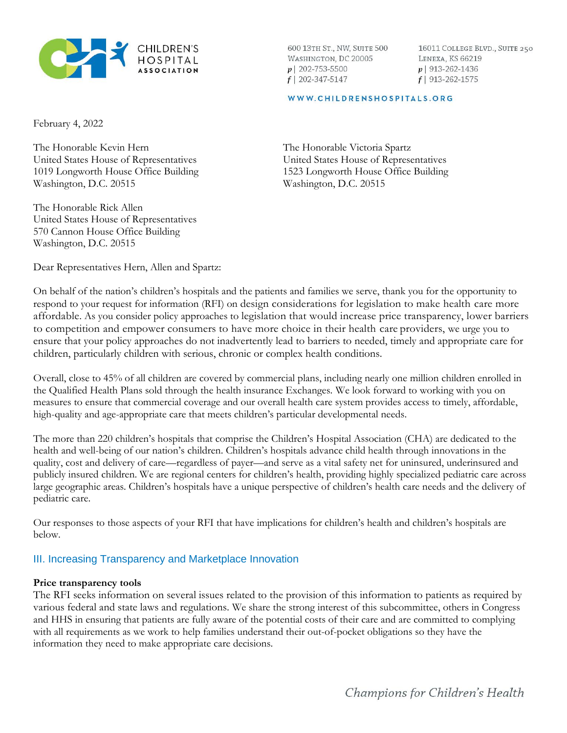CHILDREN'S HOSPITAL ASSOCIATION

600 13TH ST., NW, SUITE 500
WASHINGTON, DC 20005
p | 202-753-5500
f | 202-347-5147

16011 COLLEGE BLVD., SUITE 250
LENEXA, KS 66219
p | 913-262-1436
f | 913-262-1575

WWW.CHILDRENSHOSPITALS.ORG

February 4, 2022

The Honorable Kevin Hern
United States House of Representatives
1019 Longworth House Office Building
Washington, D.C. 20515

The Honorable Victoria Spartz
United States House of Representatives
1523 Longworth House Office Building
Washington, D.C. 20515

The Honorable Rick Allen
United States House of Representatives
570 Cannon House Office Building
Washington, D.C. 20515

Dear Representatives Hern, Allen and Spartz:

On behalf of the nation's children's hospitals and the patients and families we serve, thank you for the opportunity to respond to your request for information (RFI) on design considerations for legislation to make health care more affordable. As you consider policy approaches to legislation that would increase price transparency, lower barriers to competition and empower consumers to have more choice in their health care providers, we urge you to ensure that your policy approaches do not inadvertently lead to barriers to needed, timely and appropriate care for children, particularly children with serious, chronic or complex health conditions.

Overall, close to 45% of all children are covered by commercial plans, including nearly one million children enrolled in the Qualified Health Plans sold through the health insurance Exchanges. We look forward to working with you on measures to ensure that commercial coverage and our overall health care system provides access to timely, affordable, high-quality and age-appropriate care that meets children's particular developmental needs.

The more than 220 children's hospitals that comprise the Children's Hospital Association (CHA) are dedicated to the health and well-being of our nation's children. Children's hospitals advance child health through innovations in the quality, cost and delivery of care—regardless of payer—and serve as a vital safety net for uninsured, underinsured and publicly insured children. We are regional centers for children's health, providing highly specialized pediatric care across large geographic areas. Children's hospitals have a unique perspective of children's health care needs and the delivery of pediatric care.

Our responses to those aspects of your RFI that have implications for children's health and children's hospitals are below.

## III. Increasing Transparency and Marketplace Innovation

**Price transparency tools**

The RFI seeks information on several issues related to the provision of this information to patients as required by various federal and state laws and regulations. We share the strong interest of this subcommittee, others in Congress and HHS in ensuring that patients are fully aware of the potential costs of their care and are committed to complying with all requirements as we work to help families understand their out-of-pocket obligations so they have the information they need to make appropriate care decisions.

*Champions for Children's Health*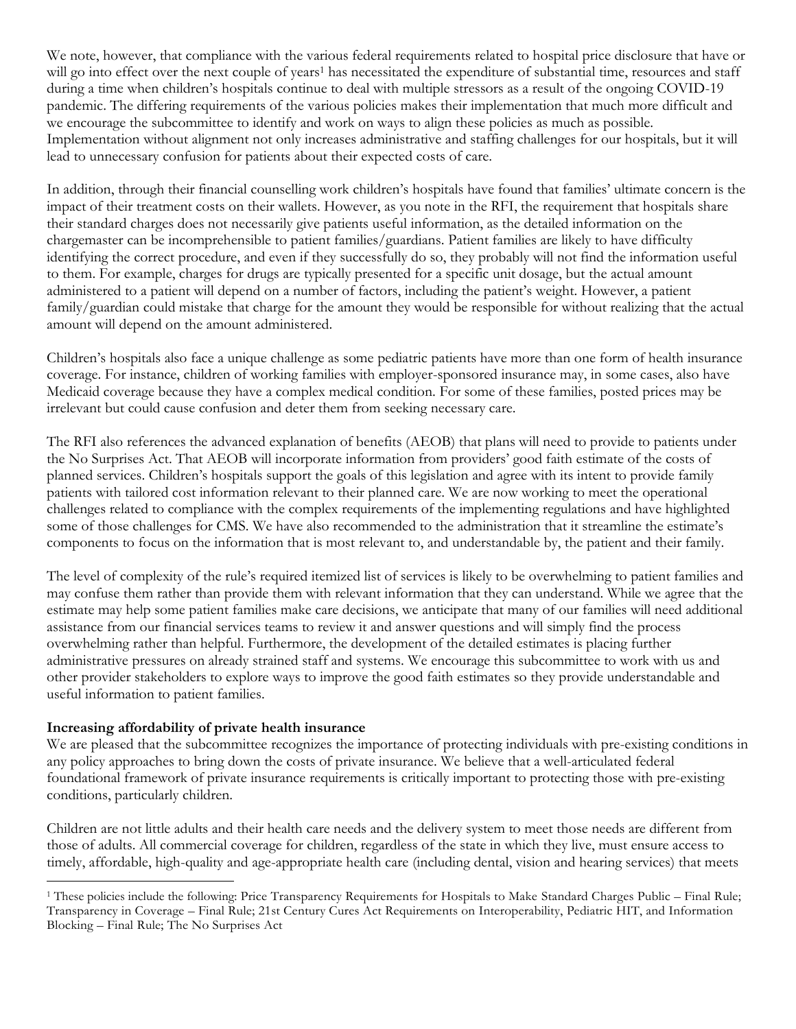We note, however, that compliance with the various federal requirements related to hospital price disclosure that have or will go into effect over the next couple of years[1] has necessitated the expenditure of substantial time, resources and staff during a time when children's hospitals continue to deal with multiple stressors as a result of the ongoing COVID-19 pandemic. The differing requirements of the various policies makes their implementation that much more difficult and we encourage the subcommittee to identify and work on ways to align these policies as much as possible. Implementation without alignment not only increases administrative and staffing challenges for our hospitals, but it will lead to unnecessary confusion for patients about their expected costs of care.

In addition, through their financial counselling work children's hospitals have found that families' ultimate concern is the impact of their treatment costs on their wallets. However, as you note in the RFI, the requirement that hospitals share their standard charges does not necessarily give patients useful information, as the detailed information on the chargemaster can be incomprehensible to patient families/guardians. Patient families are likely to have difficulty identifying the correct procedure, and even if they successfully do so, they probably will not find the information useful to them. For example, charges for drugs are typically presented for a specific unit dosage, but the actual amount administered to a patient will depend on a number of factors, including the patient's weight. However, a patient family/guardian could mistake that charge for the amount they would be responsible for without realizing that the actual amount will depend on the amount administered.

Children's hospitals also face a unique challenge as some pediatric patients have more than one form of health insurance coverage. For instance, children of working families with employer-sponsored insurance may, in some cases, also have Medicaid coverage because they have a complex medical condition. For some of these families, posted prices may be irrelevant but could cause confusion and deter them from seeking necessary care.

The RFI also references the advanced explanation of benefits (AEOB) that plans will need to provide to patients under the No Surprises Act. That AEOB will incorporate information from providers' good faith estimate of the costs of planned services. Children's hospitals support the goals of this legislation and agree with its intent to provide family patients with tailored cost information relevant to their planned care. We are now working to meet the operational challenges related to compliance with the complex requirements of the implementing regulations and have highlighted some of those challenges for CMS. We have also recommended to the administration that it streamline the estimate's components to focus on the information that is most relevant to, and understandable by, the patient and their family.

The level of complexity of the rule's required itemized list of services is likely to be overwhelming to patient families and may confuse them rather than provide them with relevant information that they can understand. While we agree that the estimate may help some patient families make care decisions, we anticipate that many of our families will need additional assistance from our financial services teams to review it and answer questions and will simply find the process overwhelming rather than helpful. Furthermore, the development of the detailed estimates is placing further administrative pressures on already strained staff and systems. We encourage this subcommittee to work with us and other provider stakeholders to explore ways to improve the good faith estimates so they provide understandable and useful information to patient families.

**Increasing affordability of private health insurance**

We are pleased that the subcommittee recognizes the importance of protecting individuals with pre-existing conditions in any policy approaches to bring down the costs of private insurance. We believe that a well-articulated federal foundational framework of private insurance requirements is critically important to protecting those with pre-existing conditions, particularly children.

Children are not little adults and their health care needs and the delivery system to meet those needs are different from those of adults. All commercial coverage for children, regardless of the state in which they live, must ensure access to timely, affordable, high-quality and age-appropriate health care (including dental, vision and hearing services) that meets

---

[1] These policies include the following: Price Transparency Requirements for Hospitals to Make Standard Charges Public – Final Rule; Transparency in Coverage – Final Rule; 21st Century Cures Act Requirements on Interoperability, Pediatric HIT, and Information Blocking – Final Rule; The No Surprises Act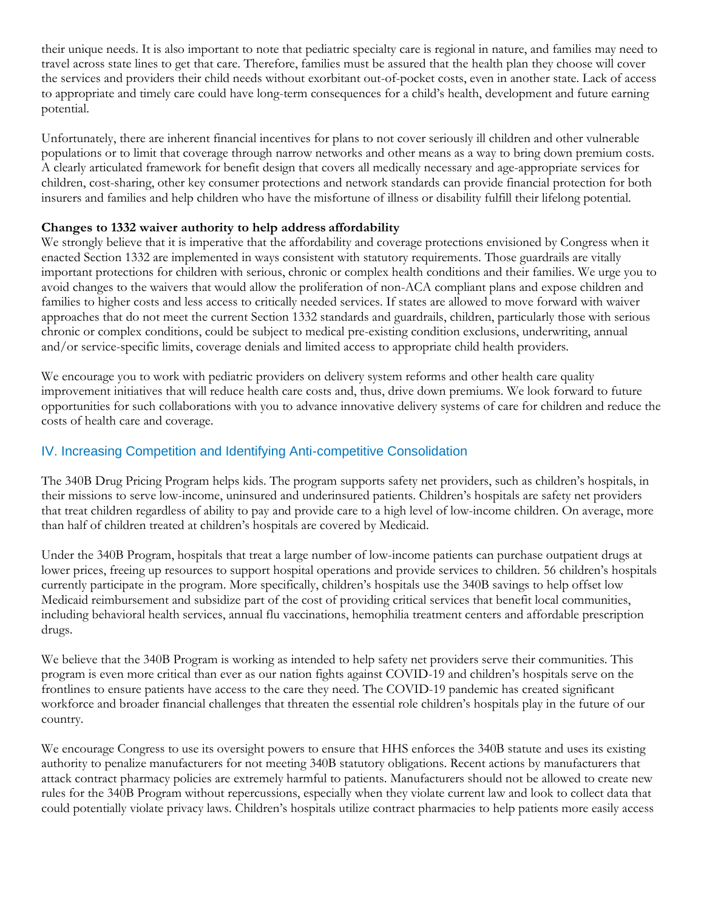their unique needs. It is also important to note that pediatric specialty care is regional in nature, and families may need to travel across state lines to get that care. Therefore, families must be assured that the health plan they choose will cover the services and providers their child needs without exorbitant out-of-pocket costs, even in another state. Lack of access to appropriate and timely care could have long-term consequences for a child's health, development and future earning potential.

Unfortunately, there are inherent financial incentives for plans to not cover seriously ill children and other vulnerable populations or to limit that coverage through narrow networks and other means as a way to bring down premium costs. A clearly articulated framework for benefit design that covers all medically necessary and age-appropriate services for children, cost-sharing, other key consumer protections and network standards can provide financial protection for both insurers and families and help children who have the misfortune of illness or disability fulfill their lifelong potential.

**Changes to 1332 waiver authority to help address affordability**

We strongly believe that it is imperative that the affordability and coverage protections envisioned by Congress when it enacted Section 1332 are implemented in ways consistent with statutory requirements. Those guardrails are vitally important protections for children with serious, chronic or complex health conditions and their families. We urge you to avoid changes to the waivers that would allow the proliferation of non-ACA compliant plans and expose children and families to higher costs and less access to critically needed services. If states are allowed to move forward with waiver approaches that do not meet the current Section 1332 standards and guardrails, children, particularly those with serious chronic or complex conditions, could be subject to medical pre-existing condition exclusions, underwriting, annual and/or service-specific limits, coverage denials and limited access to appropriate child health providers.

We encourage you to work with pediatric providers on delivery system reforms and other health care quality improvement initiatives that will reduce health care costs and, thus, drive down premiums. We look forward to future opportunities for such collaborations with you to advance innovative delivery systems of care for children and reduce the costs of health care and coverage.

## IV. Increasing Competition and Identifying Anti-competitive Consolidation

The 340B Drug Pricing Program helps kids. The program supports safety net providers, such as children's hospitals, in their missions to serve low-income, uninsured and underinsured patients. Children's hospitals are safety net providers that treat children regardless of ability to pay and provide care to a high level of low-income children. On average, more than half of children treated at children's hospitals are covered by Medicaid.

Under the 340B Program, hospitals that treat a large number of low-income patients can purchase outpatient drugs at lower prices, freeing up resources to support hospital operations and provide services to children. 56 children's hospitals currently participate in the program. More specifically, children's hospitals use the 340B savings to help offset low Medicaid reimbursement and subsidize part of the cost of providing critical services that benefit local communities, including behavioral health services, annual flu vaccinations, hemophilia treatment centers and affordable prescription drugs.

We believe that the 340B Program is working as intended to help safety net providers serve their communities. This program is even more critical than ever as our nation fights against COVID-19 and children's hospitals serve on the frontlines to ensure patients have access to the care they need. The COVID-19 pandemic has created significant workforce and broader financial challenges that threaten the essential role children's hospitals play in the future of our country.

We encourage Congress to use its oversight powers to ensure that HHS enforces the 340B statute and uses its existing authority to penalize manufacturers for not meeting 340B statutory obligations. Recent actions by manufacturers that attack contract pharmacy policies are extremely harmful to patients. Manufacturers should not be allowed to create new rules for the 340B Program without repercussions, especially when they violate current law and look to collect data that could potentially violate privacy laws. Children's hospitals utilize contract pharmacies to help patients more easily access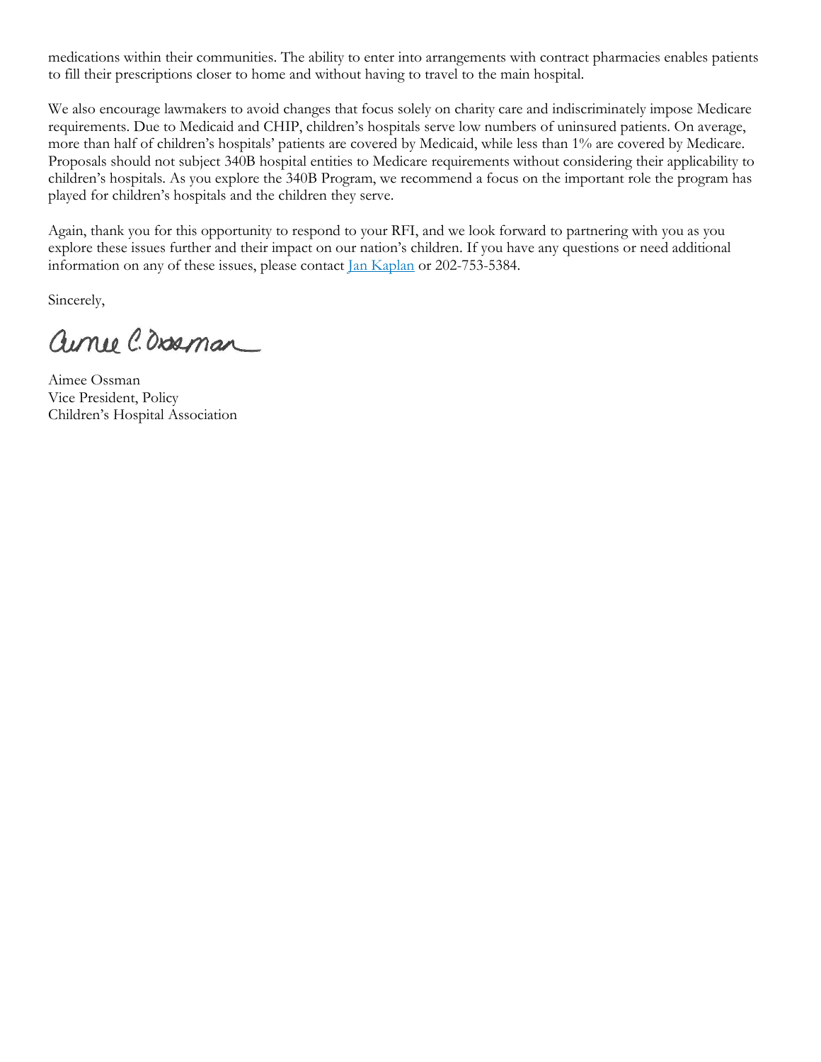medications within their communities. The ability to enter into arrangements with contract pharmacies enables patients to fill their prescriptions closer to home and without having to travel to the main hospital.

We also encourage lawmakers to avoid changes that focus solely on charity care and indiscriminately impose Medicare requirements. Due to Medicaid and CHIP, children's hospitals serve low numbers of uninsured patients. On average, more than half of children's hospitals' patients are covered by Medicaid, while less than 1% are covered by Medicare. Proposals should not subject 340B hospital entities to Medicare requirements without considering their applicability to children's hospitals. As you explore the 340B Program, we recommend a focus on the important role the program has played for children's hospitals and the children they serve.

Again, thank you for this opportunity to respond to your RFI, and we look forward to partnering with you as you explore these issues further and their impact on our nation's children. If you have any questions or need additional information on any of these issues, please contact Jan Kaplan or 202-753-5384.

Sincerely,

Aimee C. Ossman

Aimee Ossman
Vice President, Policy
Children's Hospital Association